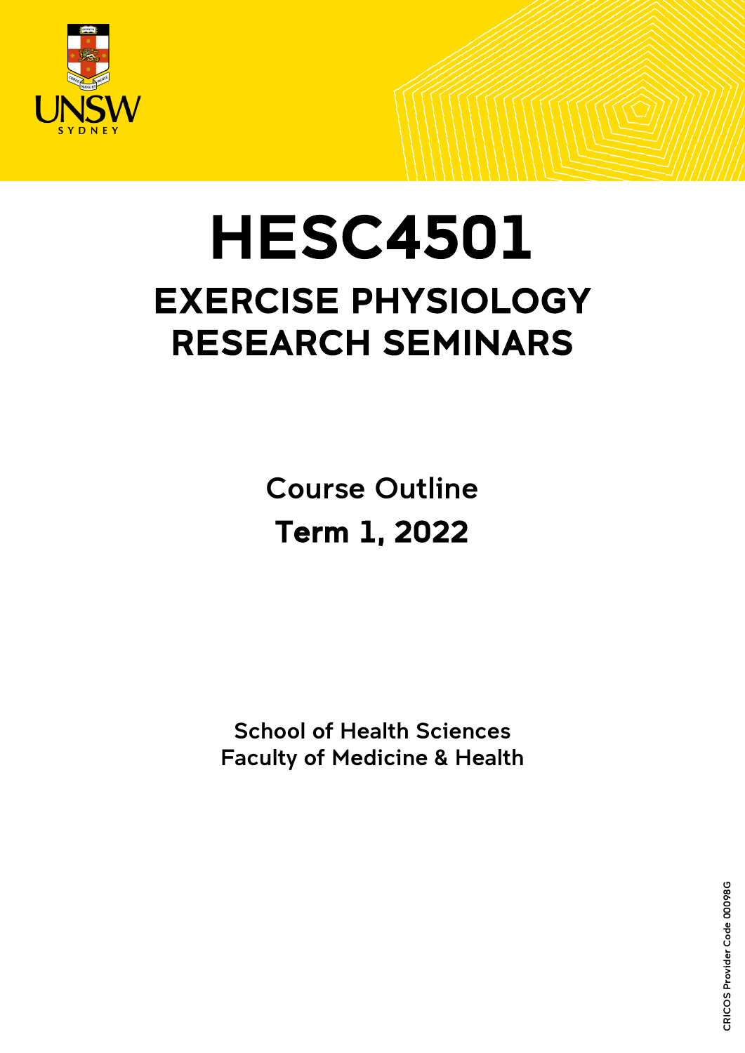# HESC4501

## EXERCISE PHYSIOLOGY RESEARCH SEMINARS

Course Outline

**Term 1, 2022**

School of Health Sciences
Faculty of Medicine & Health

CRICOS Provider Code 00098G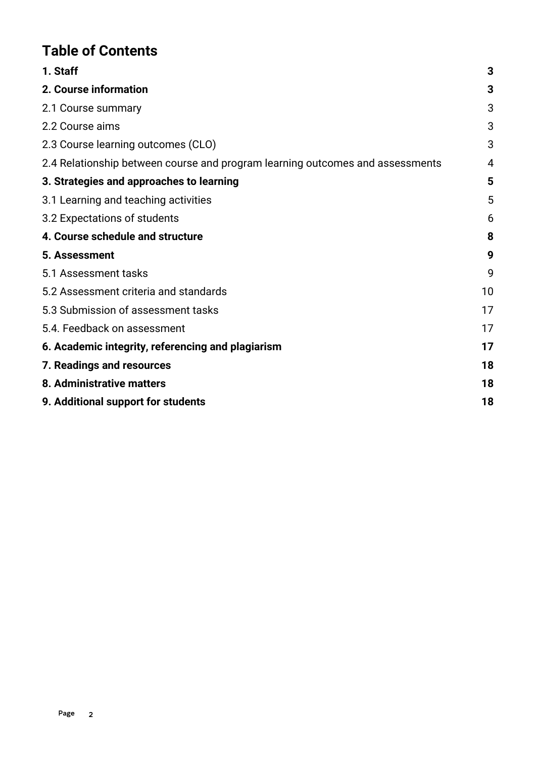# Table of Contents

| | |
|---|---|
| **1. Staff** | **3** |
| **2. Course information** | **3** |
| 2.1 Course summary | 3 |
| 2.2 Course aims | 3 |
| 2.3 Course learning outcomes (CLO) | 3 |
| 2.4 Relationship between course and program learning outcomes and assessments | 4 |
| **3. Strategies and approaches to learning** | **5** |
| 3.1 Learning and teaching activities | 5 |
| 3.2 Expectations of students | 6 |
| **4. Course schedule and structure** | **8** |
| **5. Assessment** | **9** |
| 5.1 Assessment tasks | 9 |
| 5.2 Assessment criteria and standards | 10 |
| 5.3 Submission of assessment tasks | 17 |
| 5.4. Feedback on assessment | 17 |
| **6. Academic integrity, referencing and plagiarism** | **17** |
| **7. Readings and resources** | **18** |
| **8. Administrative matters** | **18** |
| **9. Additional support for students** | **18** |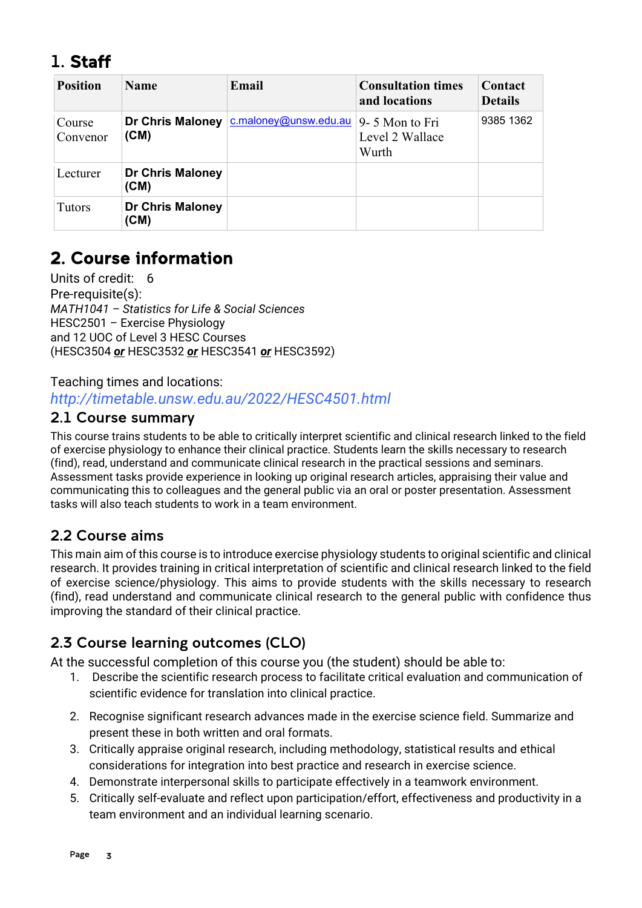# 1. Staff

| Position | Name | Email | Consultation times and locations | Contact Details |
|---|---|---|---|---|
| Course Convenor | **Dr Chris Maloney (CM)** | c.maloney@unsw.edu.au | 9- 5 Mon to Fri Level 2 Wallace Wurth | 9385 1362 |
| Lecturer | **Dr Chris Maloney (CM)** | | | |
| Tutors | **Dr Chris Maloney (CM)** | | | |

# 2. Course information

Units of credit: 6

Pre-requisite(s):

*MATH1041 – Statistics for Life & Social Sciences*

HESC2501 – Exercise Physiology

and 12 UOC of Level 3 HESC Courses

(HESC3504 ***or*** HESC3532 ***or*** HESC3541 ***or*** HESC3592)

Teaching times and locations:

*http://timetable.unsw.edu.au/2022/HESC4501.html*

## 2.1 Course summary

This course trains students to be able to critically interpret scientific and clinical research linked to the field of exercise physiology to enhance their clinical practice. Students learn the skills necessary to research (find), read, understand and communicate clinical research in the practical sessions and seminars. Assessment tasks provide experience in looking up original research articles, appraising their value and communicating this to colleagues and the general public via an oral or poster presentation. Assessment tasks will also teach students to work in a team environment.

## 2.2 Course aims

This main aim of this course is to introduce exercise physiology students to original scientific and clinical research. It provides training in critical interpretation of scientific and clinical research linked to the field of exercise science/physiology. This aims to provide students with the skills necessary to research (find), read understand and communicate clinical research to the general public with confidence thus improving the standard of their clinical practice.

## 2.3 Course learning outcomes (CLO)

At the successful completion of this course you (the student) should be able to:

1. Describe the scientific research process to facilitate critical evaluation and communication of scientific evidence for translation into clinical practice.
2. Recognise significant research advances made in the exercise science field. Summarize and present these in both written and oral formats.
3. Critically appraise original research, including methodology, statistical results and ethical considerations for integration into best practice and research in exercise science.
4. Demonstrate interpersonal skills to participate effectively in a teamwork environment.
5. Critically self-evaluate and reflect upon participation/effort, effectiveness and productivity in a team environment and an individual learning scenario.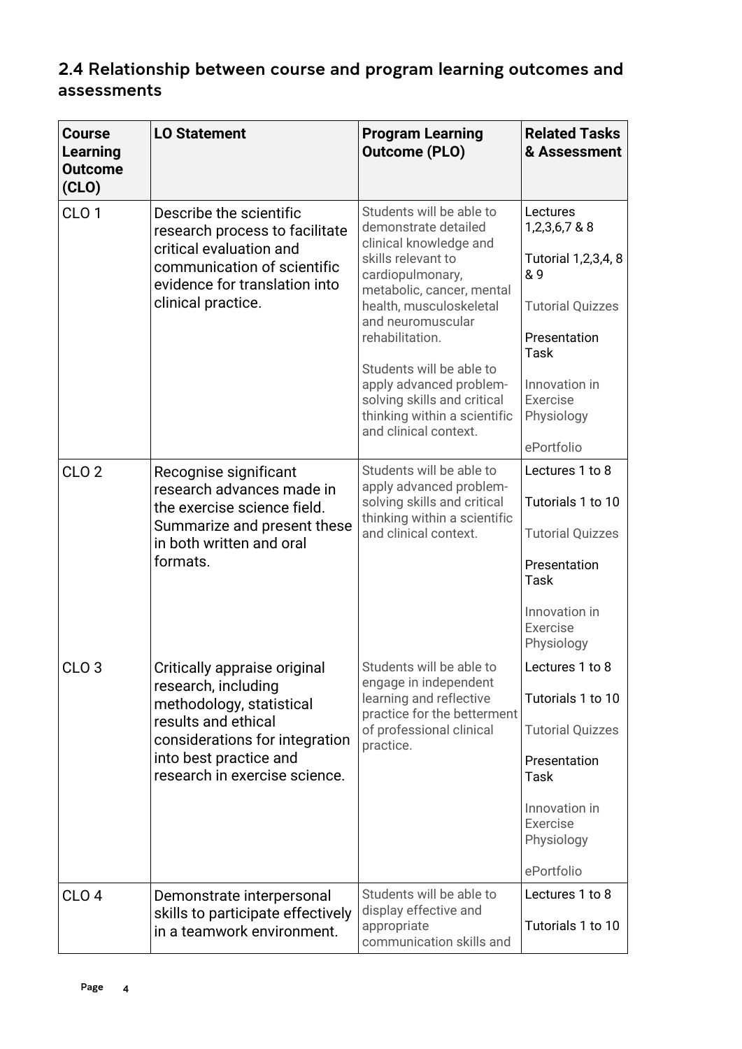## 2.4 Relationship between course and program learning outcomes and assessments

| Course Learning Outcome (CLO) | LO Statement | Program Learning Outcome (PLO) | Related Tasks & Assessment |
|---|---|---|---|
| CLO 1 | Describe the scientific research process to facilitate critical evaluation and communication of scientific evidence for translation into clinical practice. | Students will be able to demonstrate detailed clinical knowledge and skills relevant to cardiopulmonary, metabolic, cancer, mental health, musculoskeletal and neuromuscular rehabilitation.<br><br>Students will be able to apply advanced problem-solving skills and critical thinking within a scientific and clinical context. | Lectures 1,2,3,6,7 & 8<br><br>Tutorial 1,2,3,4, 8 & 9<br><br>Tutorial Quizzes<br><br>Presentation Task<br><br>Innovation in Exercise Physiology<br><br>ePortfolio |
| CLO 2 | Recognise significant research advances made in the exercise science field. Summarize and present these in both written and oral formats. | Students will be able to apply advanced problem-solving skills and critical thinking within a scientific and clinical context. | Lectures 1 to 8<br><br>Tutorials 1 to 10<br><br>Tutorial Quizzes<br><br>Presentation Task<br><br>Innovation in Exercise Physiology |
| CLO 3 | Critically appraise original research, including methodology, statistical results and ethical considerations for integration into best practice and research in exercise science. | Students will be able to engage in independent learning and reflective practice for the betterment of professional clinical practice. | Lectures 1 to 8<br><br>Tutorials 1 to 10<br><br>Tutorial Quizzes<br><br>Presentation Task<br><br>Innovation in Exercise Physiology<br><br>ePortfolio |
| CLO 4 | Demonstrate interpersonal skills to participate effectively in a teamwork environment. | Students will be able to display effective and appropriate communication skills and | Lectures 1 to 8<br><br>Tutorials 1 to 10 |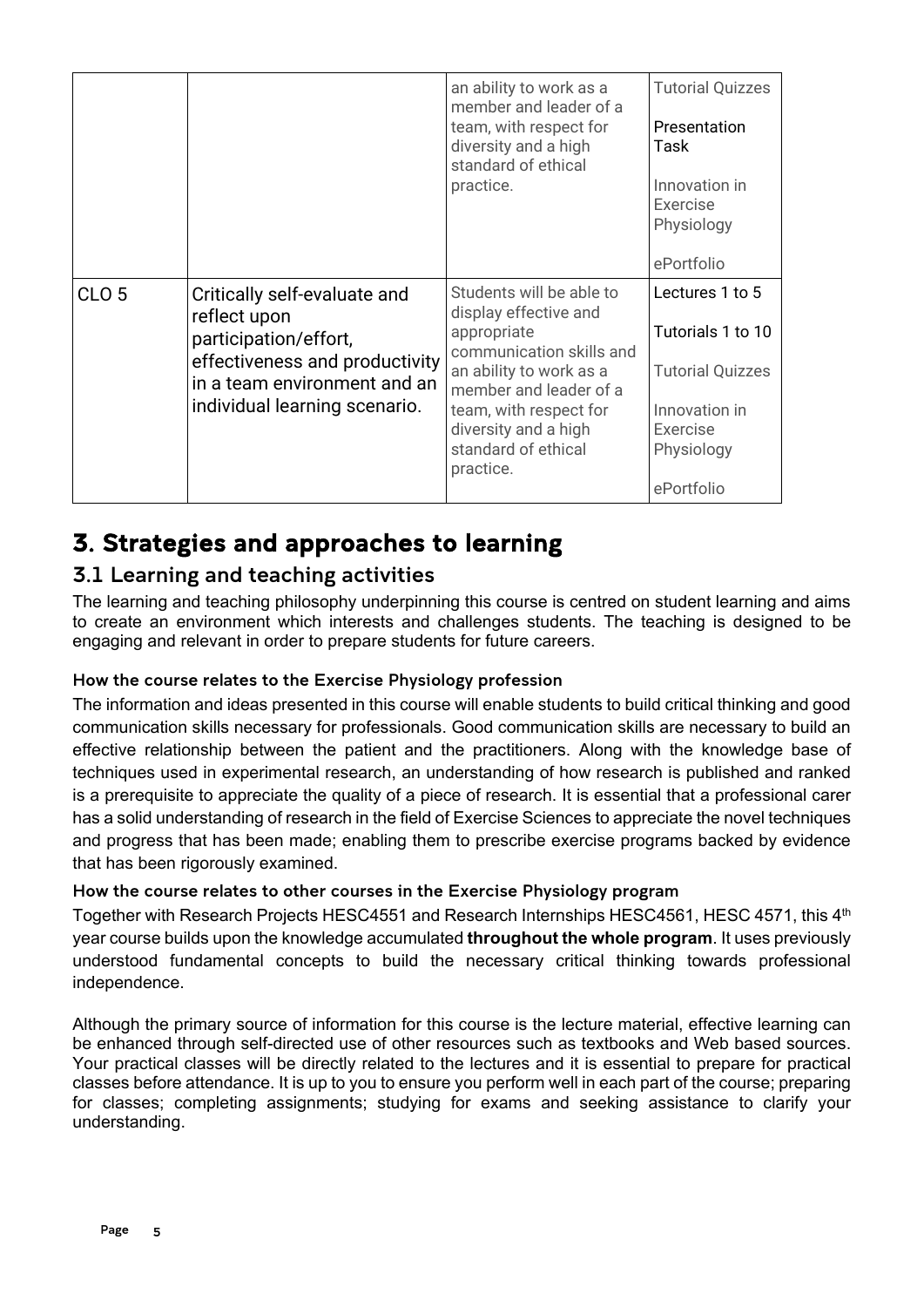|  |  | an ability to work as a member and leader of a team, with respect for diversity and a high standard of ethical practice. | Tutorial Quizzes<br><br>Presentation Task<br><br>Innovation in Exercise Physiology<br><br>ePortfolio |
|---|---|---|---|
| CLO 5 | Critically self-evaluate and reflect upon participation/effort, effectiveness and productivity in a team environment and an individual learning scenario. | Students will be able to display effective and appropriate communication skills and an ability to work as a member and leader of a team, with respect for diversity and a high standard of ethical practice. | Lectures 1 to 5<br><br>Tutorials 1 to 10<br><br>Tutorial Quizzes<br><br>Innovation in Exercise Physiology<br><br>ePortfolio |

# 3. Strategies and approaches to learning

## 3.1 Learning and teaching activities

The learning and teaching philosophy underpinning this course is centred on student learning and aims to create an environment which interests and challenges students. The teaching is designed to be engaging and relevant in order to prepare students for future careers.

#### How the course relates to the Exercise Physiology profession

The information and ideas presented in this course will enable students to build critical thinking and good communication skills necessary for professionals. Good communication skills are necessary to build an effective relationship between the patient and the practitioners. Along with the knowledge base of techniques used in experimental research, an understanding of how research is published and ranked is a prerequisite to appreciate the quality of a piece of research. It is essential that a professional carer has a solid understanding of research in the field of Exercise Sciences to appreciate the novel techniques and progress that has been made; enabling them to prescribe exercise programs backed by evidence that has been rigorously examined.

#### How the course relates to other courses in the Exercise Physiology program

Together with Research Projects HESC4551 and Research Internships HESC4561, HESC 4571, this 4th year course builds upon the knowledge accumulated **throughout the whole program**. It uses previously understood fundamental concepts to build the necessary critical thinking towards professional independence.

Although the primary source of information for this course is the lecture material, effective learning can be enhanced through self-directed use of other resources such as textbooks and Web based sources. Your practical classes will be directly related to the lectures and it is essential to prepare for practical classes before attendance. It is up to you to ensure you perform well in each part of the course; preparing for classes; completing assignments; studying for exams and seeking assistance to clarify your understanding.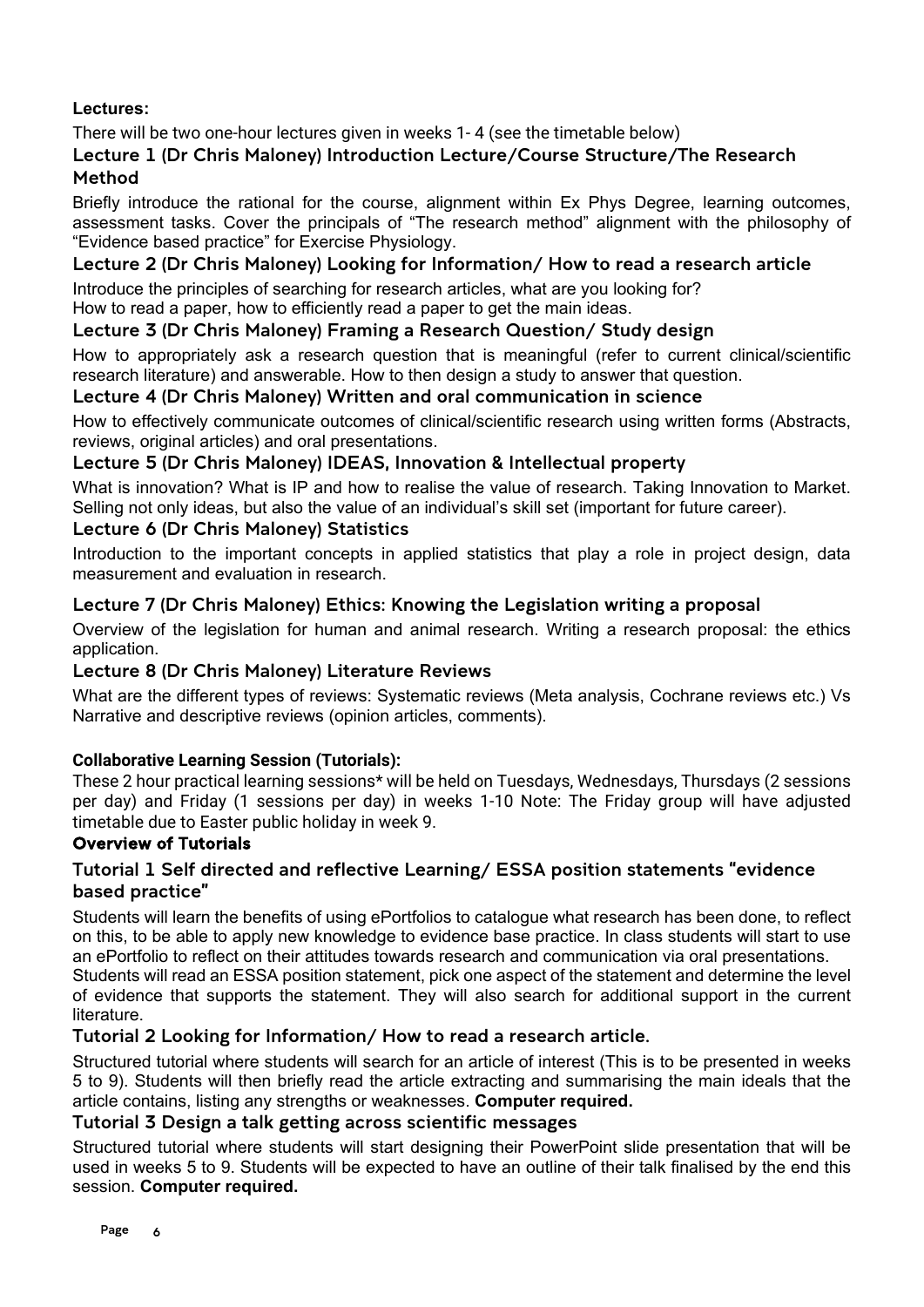**Lectures:**

There will be two one-hour lectures given in weeks 1- 4 (see the timetable below)

### Lecture 1 (Dr Chris Maloney) Introduction Lecture/Course Structure/The Research Method

Briefly introduce the rational for the course, alignment within Ex Phys Degree, learning outcomes, assessment tasks. Cover the principals of "The research method" alignment with the philosophy of "Evidence based practice" for Exercise Physiology.

### Lecture 2 (Dr Chris Maloney) Looking for Information/ How to read a research article

Introduce the principles of searching for research articles, what are you looking for?
How to read a paper, how to efficiently read a paper to get the main ideas.

### Lecture 3 (Dr Chris Maloney) Framing a Research Question/ Study design

How to appropriately ask a research question that is meaningful (refer to current clinical/scientific research literature) and answerable. How to then design a study to answer that question.

### Lecture 4 (Dr Chris Maloney) Written and oral communication in science

How to effectively communicate outcomes of clinical/scientific research using written forms (Abstracts, reviews, original articles) and oral presentations.

### Lecture 5 (Dr Chris Maloney) IDEAS, Innovation & Intellectual property

What is innovation? What is IP and how to realise the value of research. Taking Innovation to Market. Selling not only ideas, but also the value of an individual's skill set (important for future career).

### Lecture 6 (Dr Chris Maloney) Statistics

Introduction to the important concepts in applied statistics that play a role in project design, data measurement and evaluation in research.

### Lecture 7 (Dr Chris Maloney) Ethics: Knowing the Legislation writing a proposal

Overview of the legislation for human and animal research. Writing a research proposal: the ethics application.

### Lecture 8 (Dr Chris Maloney) Literature Reviews

What are the different types of reviews: Systematic reviews (Meta analysis, Cochrane reviews etc.) Vs Narrative and descriptive reviews (opinion articles, comments).

**Collaborative Learning Session (Tutorials):**

These 2 hour practical learning sessions* will be held on Tuesdays, Wednesdays, Thursdays (2 sessions per day) and Friday (1 sessions per day) in weeks 1-10 Note: The Friday group will have adjusted timetable due to Easter public holiday in week 9.

**Overview of Tutorials**

### Tutorial 1 Self directed and reflective Learning/ ESSA position statements "evidence based practice"

Students will learn the benefits of using ePortfolios to catalogue what research has been done, to reflect on this, to be able to apply new knowledge to evidence base practice. In class students will start to use an ePortfolio to reflect on their attitudes towards research and communication via oral presentations.
Students will read an ESSA position statement, pick one aspect of the statement and determine the level of evidence that supports the statement. They will also search for additional support in the current literature.

### Tutorial 2 Looking for Information/ How to read a research article.

Structured tutorial where students will search for an article of interest (This is to be presented in weeks 5 to 9). Students will then briefly read the article extracting and summarising the main ideals that the article contains, listing any strengths or weaknesses. **Computer required.**

### Tutorial 3 Design a talk getting across scientific messages

Structured tutorial where students will start designing their PowerPoint slide presentation that will be used in weeks 5 to 9. Students will be expected to have an outline of their talk finalised by the end this session. **Computer required.**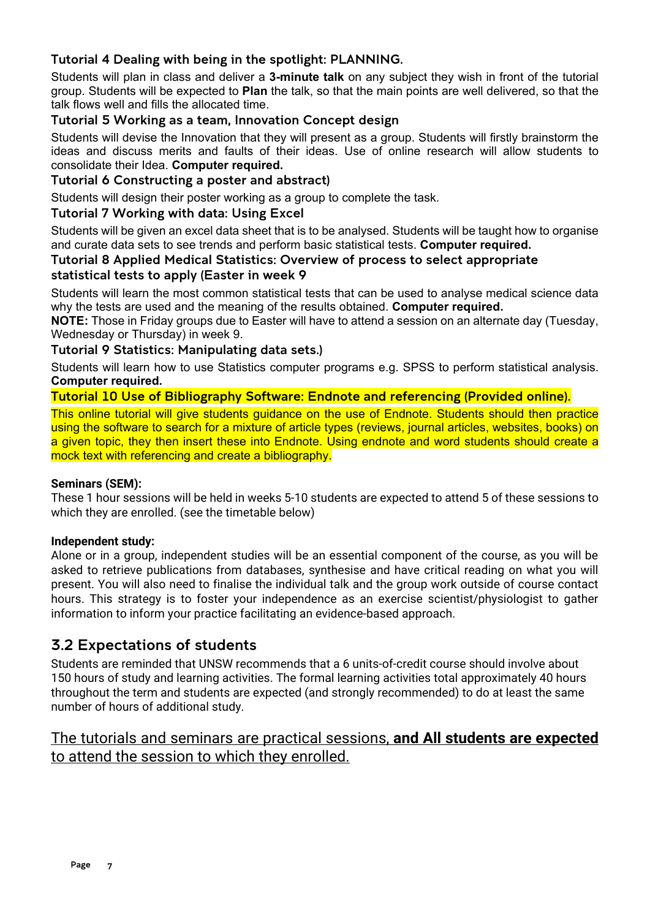#### Tutorial 4 Dealing with being in the spotlight: PLANNING.

Students will plan in class and deliver a **3-minute talk** on any subject they wish in front of the tutorial group. Students will be expected to **Plan** the talk, so that the main points are well delivered, so that the talk flows well and fills the allocated time.

#### Tutorial 5 Working as a team, Innovation Concept design

Students will devise the Innovation that they will present as a group. Students will firstly brainstorm the ideas and discuss merits and faults of their ideas. Use of online research will allow students to consolidate their Idea. **Computer required.**

#### Tutorial 6 Constructing a poster and abstract)

Students will design their poster working as a group to complete the task.

#### Tutorial 7 Working with data: Using Excel

Students will be given an excel data sheet that is to be analysed. Students will be taught how to organise and curate data sets to see trends and perform basic statistical tests. **Computer required.**

#### Tutorial 8 Applied Medical Statistics: Overview of process to select appropriate statistical tests to apply (Easter in week 9

Students will learn the most common statistical tests that can be used to analyse medical science data why the tests are used and the meaning of the results obtained. **Computer required.**

**NOTE:** Those in Friday groups due to Easter will have to attend a session on an alternate day (Tuesday, Wednesday or Thursday) in week 9.

#### Tutorial 9 Statistics: Manipulating data sets.)

Students will learn how to use Statistics computer programs e.g. SPSS to perform statistical analysis. **Computer required.**

#### Tutorial 10 Use of Bibliography Software: Endnote and referencing (Provided online).

This online tutorial will give students guidance on the use of Endnote. Students should then practice using the software to search for a mixture of article types (reviews, journal articles, websites, books) on a given topic, they then insert these into Endnote. Using endnote and word students should create a mock text with referencing and create a bibliography.

**Seminars (SEM):**

These 1 hour sessions will be held in weeks 5-10 students are expected to attend 5 of these sessions to which they are enrolled. (see the timetable below)

**Independent study:**

Alone or in a group, independent studies will be an essential component of the course, as you will be asked to retrieve publications from databases, synthesise and have critical reading on what you will present. You will also need to finalise the individual talk and the group work outside of course contact hours. This strategy is to foster your independence as an exercise scientist/physiologist to gather information to inform your practice facilitating an evidence-based approach.

## 3.2 Expectations of students

Students are reminded that UNSW recommends that a 6 units-of-credit course should involve about 150 hours of study and learning activities. The formal learning activities total approximately 40 hours throughout the term and students are expected (and strongly recommended) to do at least the same number of hours of additional study.

The tutorials and seminars are practical sessions, **and All students are expected** to attend the session to which they enrolled.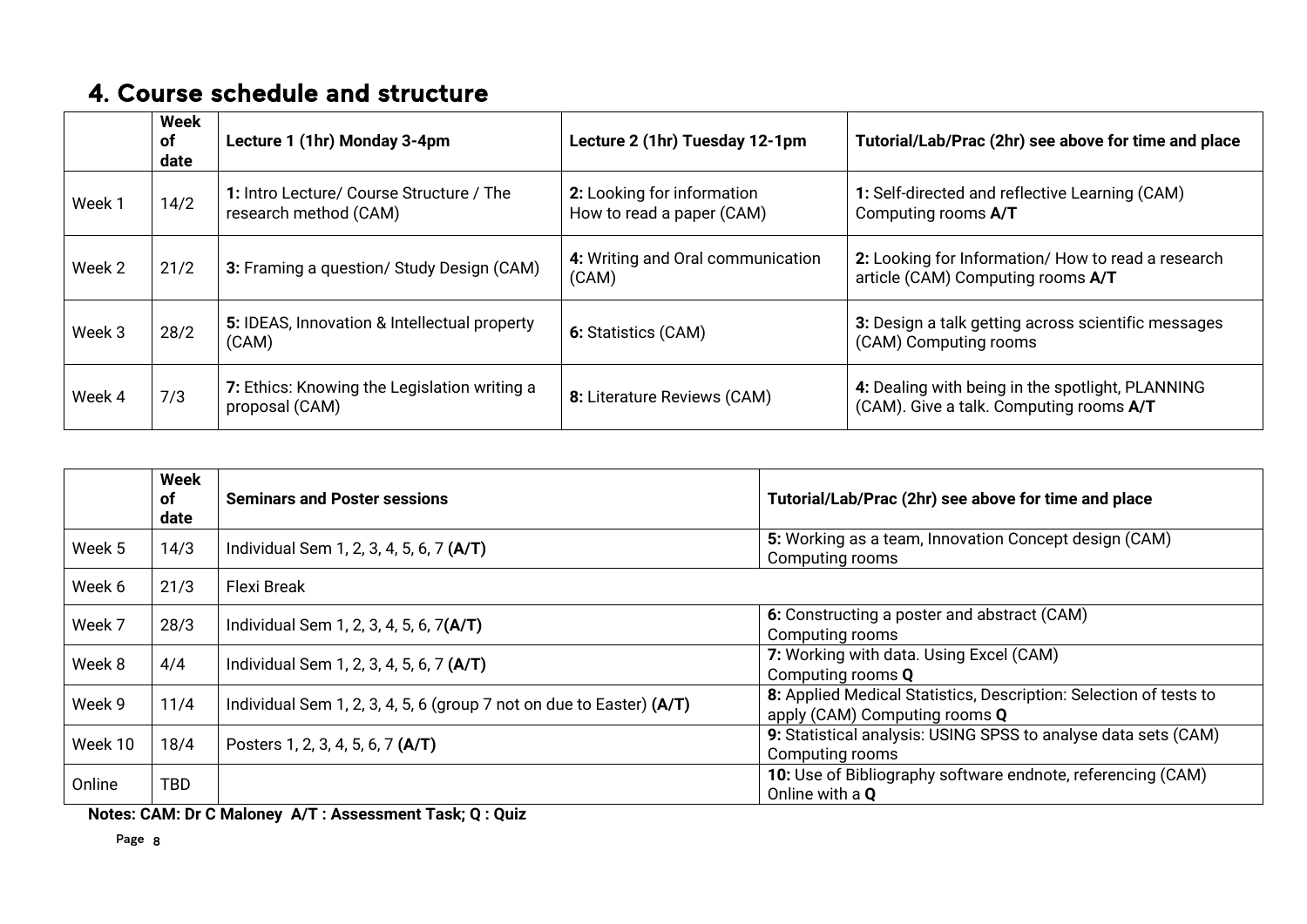## 4. Course schedule and structure

| | Week of date | Lecture 1 (1hr) Monday 3-4pm | Lecture 2 (1hr) Tuesday 12-1pm | Tutorial/Lab/Prac (2hr) see above for time and place |
|---|---|---|---|---|
| Week 1 | 14/2 | **1:** Intro Lecture/ Course Structure / The research method (CAM) | **2:** Looking for information How to read a paper (CAM) | **1:** Self-directed and reflective Learning (CAM) Computing rooms **A/T** |
| Week 2 | 21/2 | **3:** Framing a question/ Study Design (CAM) | **4:** Writing and Oral communication (CAM) | **2:** Looking for Information/ How to read a research article (CAM) Computing rooms **A/T** |
| Week 3 | 28/2 | **5:** IDEAS, Innovation & Intellectual property (CAM) | **6:** Statistics (CAM) | **3:** Design a talk getting across scientific messages (CAM) Computing rooms |
| Week 4 | 7/3 | **7:** Ethics: Knowing the Legislation writing a proposal (CAM) | **8:** Literature Reviews (CAM) | **4:** Dealing with being in the spotlight, PLANNING (CAM). Give a talk. Computing rooms **A/T** |

| | Week of date | Seminars and Poster sessions | Tutorial/Lab/Prac (2hr) see above for time and place |
|---|---|---|---|
| Week 5 | 14/3 | Individual Sem 1, 2, 3, 4, 5, 6, 7 **(A/T)** | **5:** Working as a team, Innovation Concept design (CAM) Computing rooms |
| Week 6 | 21/3 | Flexi Break | |
| Week 7 | 28/3 | Individual Sem 1, 2, 3, 4, 5, 6, 7**(A/T)** | **6:** Constructing a poster and abstract (CAM) Computing rooms |
| Week 8 | 4/4 | Individual Sem 1, 2, 3, 4, 5, 6, 7 **(A/T)** | **7:** Working with data. Using Excel (CAM) Computing rooms **Q** |
| Week 9 | 11/4 | Individual Sem 1, 2, 3, 4, 5, 6 (group 7 not on due to Easter) **(A/T)** | **8:** Applied Medical Statistics, Description: Selection of tests to apply (CAM) Computing rooms **Q** |
| Week 10 | 18/4 | Posters 1, 2, 3, 4, 5, 6, 7 **(A/T)** | **9:** Statistical analysis: USING SPSS to analyse data sets (CAM) Computing rooms |
| Online | TBD | | **10:** Use of Bibliography software endnote, referencing (CAM) Online with a **Q** |

**Notes: CAM: Dr C Maloney A/T : Assessment Task; Q : Quiz**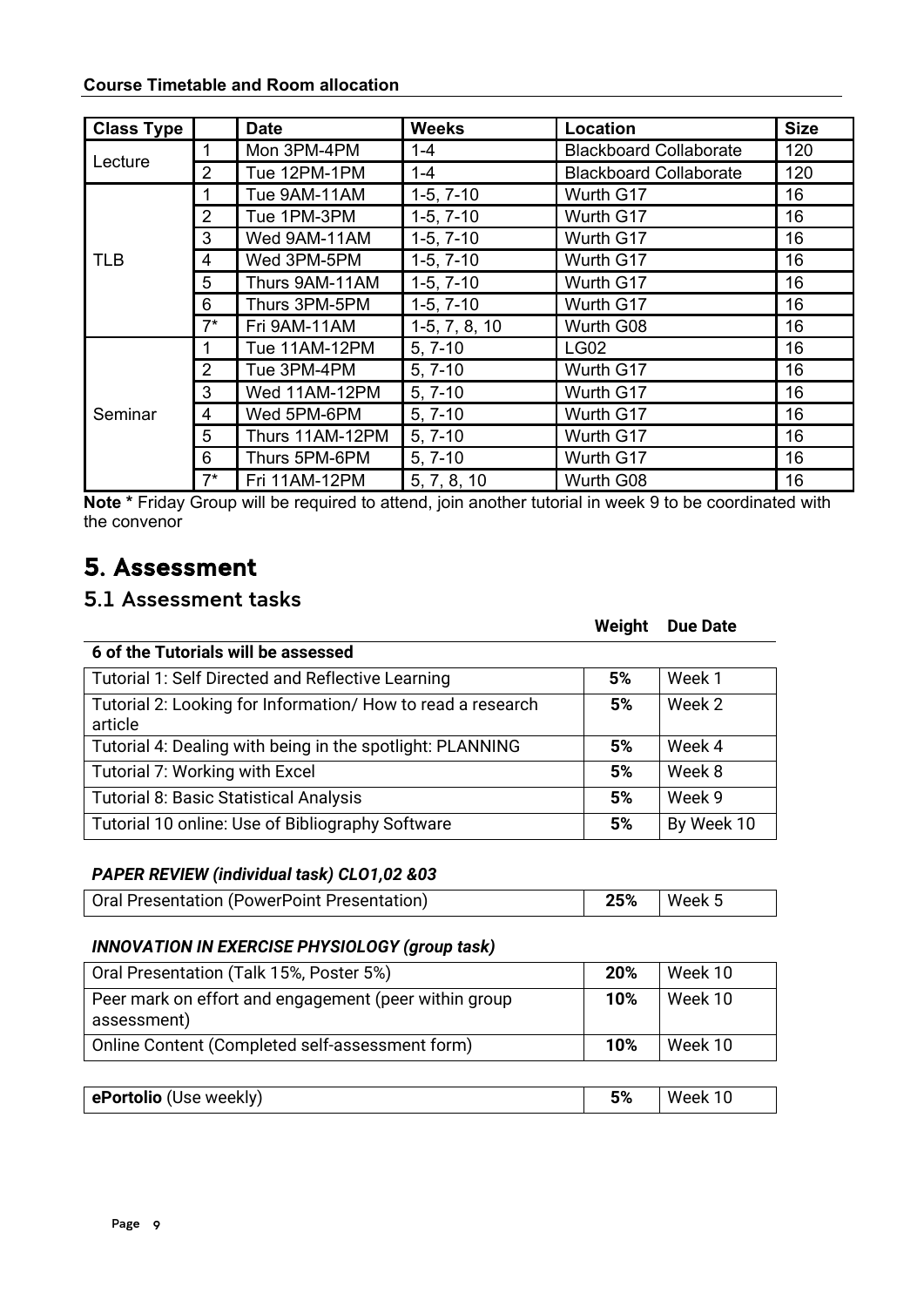**Course Timetable and Room allocation**

| Class Type | | Date | Weeks | Location | Size |
|---|---|---|---|---|---|
| Lecture | 1 | Mon 3PM-4PM | 1-4 | Blackboard Collaborate | 120 |
| | 2 | Tue 12PM-1PM | 1-4 | Blackboard Collaborate | 120 |
| TLB | 1 | Tue 9AM-11AM | 1-5, 7-10 | Wurth G17 | 16 |
| | 2 | Tue 1PM-3PM | 1-5, 7-10 | Wurth G17 | 16 |
| | 3 | Wed 9AM-11AM | 1-5, 7-10 | Wurth G17 | 16 |
| | 4 | Wed 3PM-5PM | 1-5, 7-10 | Wurth G17 | 16 |
| | 5 | Thurs 9AM-11AM | 1-5, 7-10 | Wurth G17 | 16 |
| | 6 | Thurs 3PM-5PM | 1-5, 7-10 | Wurth G17 | 16 |
| | 7* | Fri 9AM-11AM | 1-5, 7, 8, 10 | Wurth G08 | 16 |
| Seminar | 1 | Tue 11AM-12PM | 5, 7-10 | LG02 | 16 |
| | 2 | Tue 3PM-4PM | 5, 7-10 | Wurth G17 | 16 |
| | 3 | Wed 11AM-12PM | 5, 7-10 | Wurth G17 | 16 |
| | 4 | Wed 5PM-6PM | 5, 7-10 | Wurth G17 | 16 |
| | 5 | Thurs 11AM-12PM | 5, 7-10 | Wurth G17 | 16 |
| | 6 | Thurs 5PM-6PM | 5, 7-10 | Wurth G17 | 16 |
| | 7* | Fri 11AM-12PM | 5, 7, 8, 10 | Wurth G08 | 16 |

**Note *** Friday Group will be required to attend, join another tutorial in week 9 to be coordinated with the convenor

# 5. Assessment

## 5.1 Assessment tasks

| | Weight | Due Date |
|---|---|---|
| **6 of the Tutorials will be assessed** | | |
| Tutorial 1: Self Directed and Reflective Learning | **5%** | Week 1 |
| Tutorial 2: Looking for Information/ How to read a research article | **5%** | Week 2 |
| Tutorial 4: Dealing with being in the spotlight: PLANNING | **5%** | Week 4 |
| Tutorial 7: Working with Excel | **5%** | Week 8 |
| Tutorial 8: Basic Statistical Analysis | **5%** | Week 9 |
| Tutorial 10 online: Use of Bibliography Software | **5%** | By Week 10 |

***PAPER REVIEW (individual task) CLO1,02 &03***

| | | |
|---|---|---|
| Oral Presentation (PowerPoint Presentation) | **25%** | Week 5 |

***INNOVATION IN EXERCISE PHYSIOLOGY (group task)***

| | | |
|---|---|---|
| Oral Presentation (Talk 15%, Poster 5%) | **20%** | Week 10 |
| Peer mark on effort and engagement (peer within group assessment) | **10%** | Week 10 |
| Online Content (Completed self-assessment form) | **10%** | Week 10 |

| | | |
|---|---|---|
| **ePortolio** (Use weekly) | **5%** | Week 10 |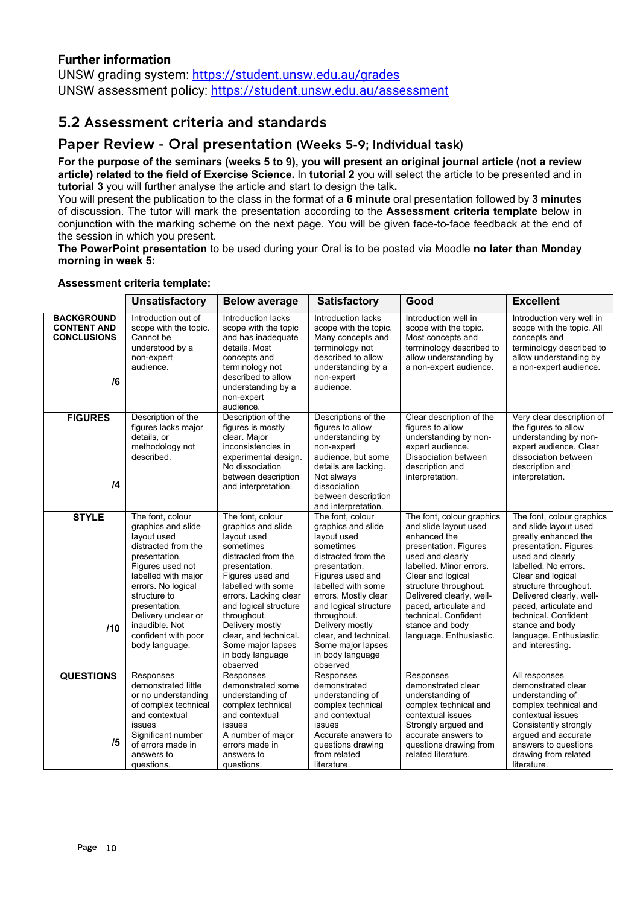### Further information

UNSW grading system: https://student.unsw.edu.au/grades
UNSW assessment policy: https://student.unsw.edu.au/assessment

## 5.2 Assessment criteria and standards

### Paper Review - Oral presentation (Weeks 5-9; Individual task)

**For the purpose of the seminars (weeks 5 to 9), you will present an original journal article (not a review article) related to the field of Exercise Science.** In **tutorial 2** you will select the article to be presented and in **tutorial 3** you will further analyse the article and start to design the talk**.**

You will present the publication to the class in the format of a **6 minute** oral presentation followed by **3 minutes** of discussion. The tutor will mark the presentation according to the **Assessment criteria template** below in conjunction with the marking scheme on the next page. You will be given face-to-face feedback at the end of the session in which you present.

**The PowerPoint presentation** to be used during your Oral is to be posted via Moodle **no later than Monday morning in week 5:**

**Assessment criteria template:**

| | **Unsatisfactory** | **Below average** | **Satisfactory** | **Good** | **Excellent** |
|---|---|---|---|---|---|
| **BACKGROUND CONTENT AND CONCLUSIONS** /6 | Introduction out of scope with the topic. Cannot be understood by a non-expert audience. | Introduction lacks scope with the topic and has inadequate details. Most concepts and terminology not described to allow understanding by a non-expert audience. | Introduction lacks scope with the topic. Many concepts and terminology not described to allow understanding by a non-expert audience. | Introduction well in scope with the topic. Most concepts and terminology described to allow understanding by a non-expert audience. | Introduction very well in scope with the topic. All concepts and terminology described to allow understanding by a non-expert audience. |
| **FIGURES** /4 | Description of the figures lacks major details, or methodology not described. | Description of the figures is mostly clear. Major inconsistencies in experimental design. No dissociation between description and interpretation. | Descriptions of the figures to allow understanding by non-expert audience, but some details are lacking. Not always dissociation between description and interpretation. | Clear description of the figures to allow understanding by non-expert audience. Dissociation between description and interpretation. | Very clear description of the figures to allow understanding by non-expert audience. Clear dissociation between description and interpretation. |
| **STYLE** /10 | The font, colour graphics and slide layout used distracted from the presentation. Figures used not labelled with major errors. No logical structure to presentation. Delivery unclear or inaudible. Not confident with poor body language. | The font, colour graphics and slide layout used sometimes distracted from the presentation. Figures used and labelled with some errors. Lacking clear and logical structure throughout. Delivery mostly clear, and technical. Some major lapses in body language observed | The font, colour graphics and slide layout used sometimes distracted from the presentation. Figures used and labelled with some errors. Mostly clear and logical structure throughout. Delivery mostly clear, and technical. Some major lapses in body language observed | The font, colour graphics and slide layout used enhanced the presentation. Figures used and clearly labelled. Minor errors. Clear and logical structure throughout. Delivered clearly, well-paced, articulate and technical. Confident stance and body language. Enthusiastic. | The font, colour graphics and slide layout used greatly enhanced the presentation. Figures used and clearly labelled. No errors. Clear and logical structure throughout. Delivered clearly, well-paced, articulate and technical. Confident stance and body language. Enthusiastic and interesting. |
| **QUESTIONS** /5 | Responses demonstrated little or no understanding of complex technical and contextual issues Significant number of errors made in answers to questions. | Responses demonstrated some understanding of complex technical and contextual issues A number of major errors made in answers to questions. | Responses demonstrated understanding of complex technical and contextual issues Accurate answers to questions drawing from related literature. | Responses demonstrated clear understanding of complex technical and contextual issues Strongly argued and accurate answers to questions drawing from related literature. | All responses demonstrated clear understanding of complex technical and contextual issues Consistently strongly argued and accurate answers to questions drawing from related literature. |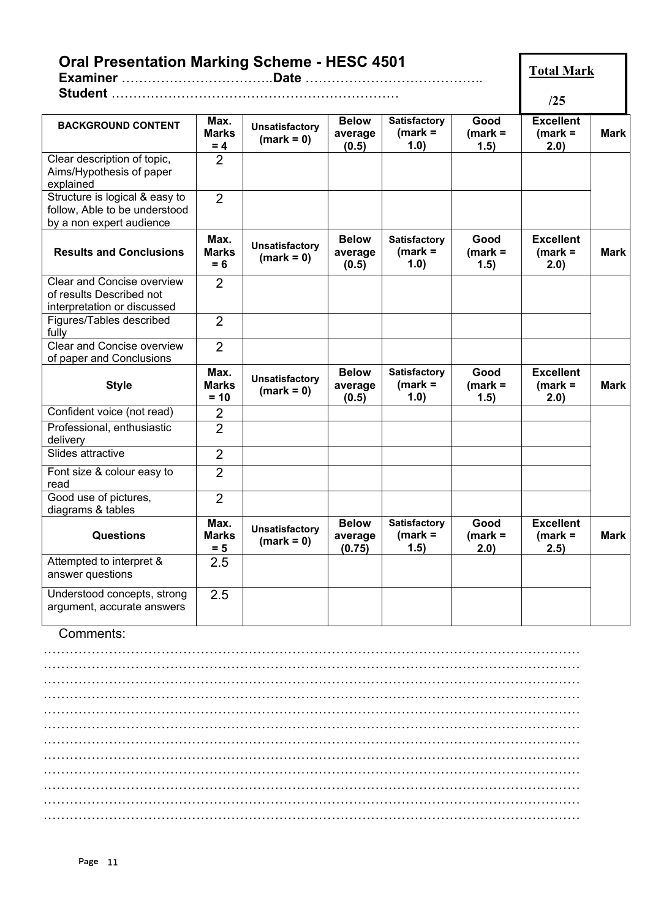# Oral Presentation Marking Scheme - HESC 4501

**Examiner** …………………………….**Date** ………………………………….

**Student** ……………………………………………………….

**Total Mark**

**/25**

| BACKGROUND CONTENT | Max. Marks = 4 | Unsatisfactory (mark = 0) | Below average (0.5) | Satisfactory (mark = 1.0) | Good (mark = 1.5) | Excellent (mark = 2.0) | Mark |
|---|---|---|---|---|---|---|---|
| Clear description of topic, Aims/Hypothesis of paper explained | 2 | | | | | | |
| Structure is logical & easy to follow, Able to be understood by a non expert audience | 2 | | | | | | |
| **Results and Conclusions** | **Max. Marks = 6** | **Unsatisfactory (mark = 0)** | **Below average (0.5)** | **Satisfactory (mark = 1.0)** | **Good (mark = 1.5)** | **Excellent (mark = 2.0)** | **Mark** |
| Clear and Concise overview of results Described not interpretation or discussed | 2 | | | | | | |
| Figures/Tables described fully | 2 | | | | | | |
| Clear and Concise overview of paper and Conclusions | 2 | | | | | | |
| **Style** | **Max. Marks = 10** | **Unsatisfactory (mark = 0)** | **Below average (0.5)** | **Satisfactory (mark = 1.0)** | **Good (mark = 1.5)** | **Excellent (mark = 2.0)** | **Mark** |
| Confident voice (not read) | 2 | | | | | | |
| Professional, enthusiastic delivery | 2 | | | | | | |
| Slides attractive | 2 | | | | | | |
| Font size & colour easy to read | 2 | | | | | | |
| Good use of pictures, diagrams & tables | 2 | | | | | | |
| **Questions** | **Max. Marks = 5** | **Unsatisfactory (mark = 0)** | **Below average (0.75)** | **Satisfactory (mark = 1.5)** | **Good (mark = 2.0)** | **Excellent (mark = 2.5)** | **Mark** |
| Attempted to interpret & answer questions | 2.5 | | | | | | |
| Understood concepts, strong argument, accurate answers | 2.5 | | | | | | |

Comments:

…………………………………………………………………………………………………………
…………………………………………………………………………………………………………
…………………………………………………………………………………………………………
…………………………………………………………………………………………………………
…………………………………………………………………………………………………………
…………………………………………………………………………………………………………
…………………………………………………………………………………………………………
…………………………………………………………………………………………………………
…………………………………………………………………………………………………………
…………………………………………………………………………………………………………
…………………………………………………………………………………………………………
…………………………………………………………………………………………………………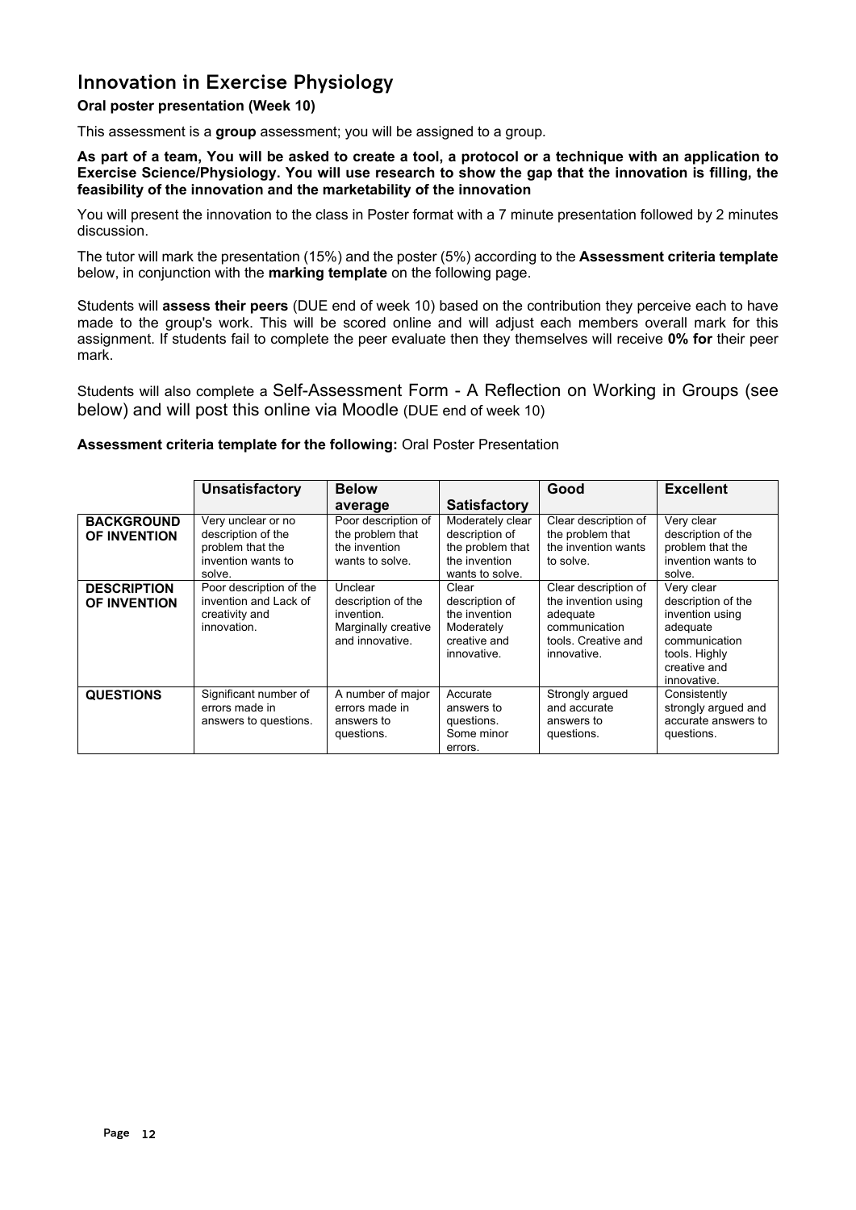## Innovation in Exercise Physiology

**Oral poster presentation (Week 10)**

This assessment is a **group** assessment; you will be assigned to a group.

**As part of a team, You will be asked to create a tool, a protocol or a technique with an application to Exercise Science/Physiology. You will use research to show the gap that the innovation is filling, the feasibility of the innovation and the marketability of the innovation**

You will present the innovation to the class in Poster format with a 7 minute presentation followed by 2 minutes discussion.

The tutor will mark the presentation (15%) and the poster (5%) according to the **Assessment criteria template** below, in conjunction with the **marking template** on the following page.

Students will **assess their peers** (DUE end of week 10) based on the contribution they perceive each to have made to the group's work. This will be scored online and will adjust each members overall mark for this assignment. If students fail to complete the peer evaluate then they themselves will receive **0% for** their peer mark.

Students will also complete a Self-Assessment Form - A Reflection on Working in Groups (see below) and will post this online via Moodle (DUE end of week 10)

**Assessment criteria template for the following:** Oral Poster Presentation

| | **Unsatisfactory** | **Below average** | **Satisfactory** | **Good** | **Excellent** |
|---|---|---|---|---|---|
| **BACKGROUND OF INVENTION** | Very unclear or no description of the problem that the invention wants to solve. | Poor description of the problem that the invention wants to solve. | Moderately clear description of the problem that the invention wants to solve. | Clear description of the problem that the invention wants to solve. | Very clear description of the problem that the invention wants to solve. |
| **DESCRIPTION OF INVENTION** | Poor description of the invention and Lack of creativity and innovation. | Unclear description of the invention. Marginally creative and innovative. | Clear description of the invention Moderately creative and innovative. | Clear description of the invention using adequate communication tools. Creative and innovative. | Very clear description of the invention using adequate communication tools. Highly creative and innovative. |
| **QUESTIONS** | Significant number of errors made in answers to questions. | A number of major errors made in answers to questions. | Accurate answers to questions. Some minor errors. | Strongly argued and accurate answers to questions. | Consistently strongly argued and accurate answers to questions. |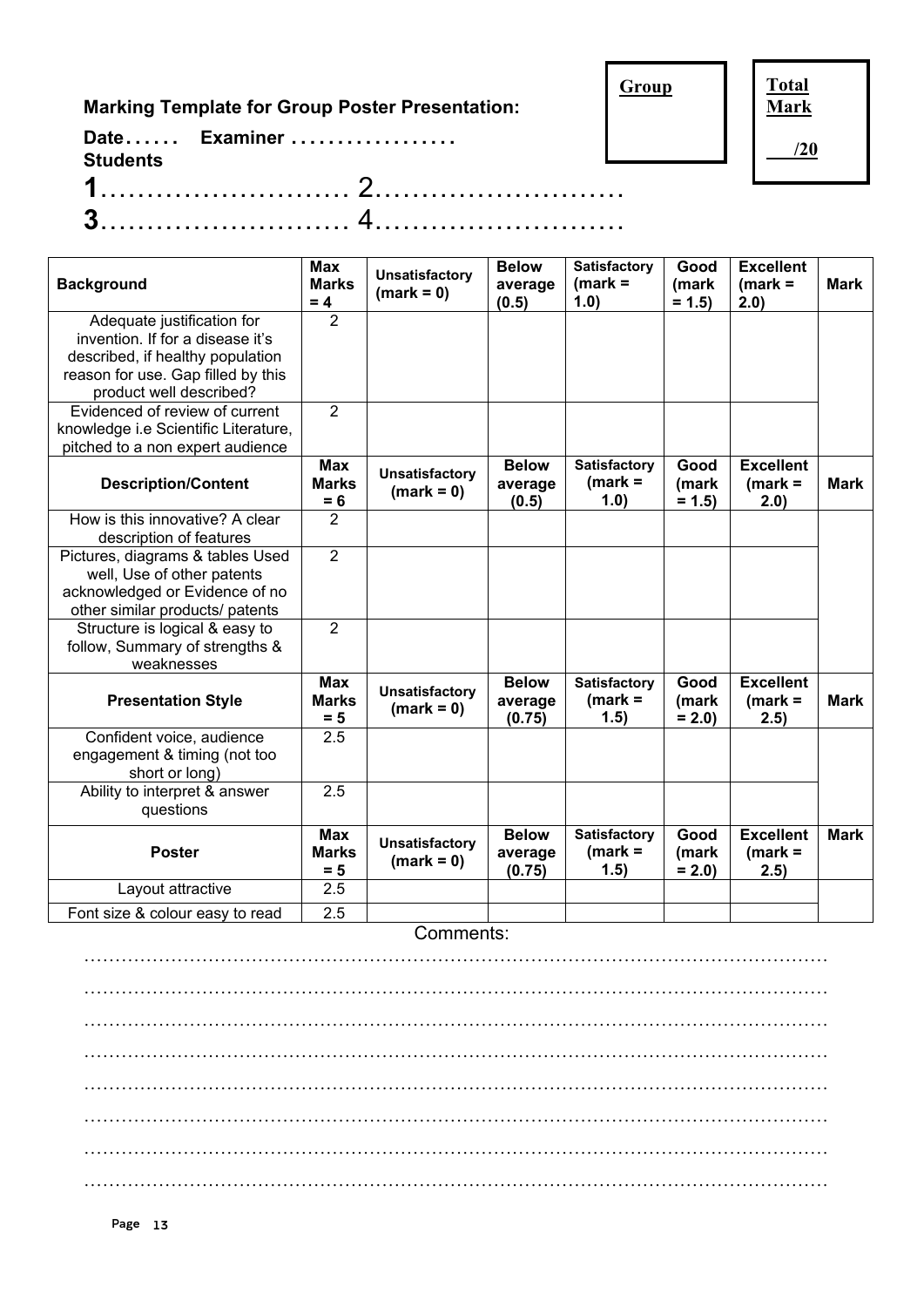**Marking Template for Group Poster Presentation:**

**Date……  Examiner ………………**

**Students**

**Group**

**Total Mark**

**/20**

**1**…………………… 2……………………

**3**…………………… 4……………………

| Background | Max Marks = 4 | Unsatisfactory (mark = 0) | Below average (0.5) | Satisfactory (mark = 1.0) | Good (mark = 1.5) | Excellent (mark = 2.0) | Mark |
|---|---|---|---|---|---|---|---|
| Adequate justification for invention. If for a disease it's described, if healthy population reason for use. Gap filled by this product well described? | 2 | | | | | | |
| Evidenced of review of current knowledge i.e Scientific Literature, pitched to a non expert audience | 2 | | | | | | |
| **Description/Content** | **Max Marks = 6** | **Unsatisfactory (mark = 0)** | **Below average (0.5)** | **Satisfactory (mark = 1.0)** | **Good (mark = 1.5)** | **Excellent (mark = 2.0)** | **Mark** |
| How is this innovative? A clear description of features | 2 | | | | | | |
| Pictures, diagrams & tables Used well, Use of other patents acknowledged or Evidence of no other similar products/ patents | 2 | | | | | | |
| Structure is logical & easy to follow, Summary of strengths & weaknesses | 2 | | | | | | |
| **Presentation Style** | **Max Marks = 5** | **Unsatisfactory (mark = 0)** | **Below average (0.75)** | **Satisfactory (mark = 1.5)** | **Good (mark = 2.0)** | **Excellent (mark = 2.5)** | **Mark** |
| Confident voice, audience engagement & timing (not too short or long) | 2.5 | | | | | | |
| Ability to interpret & answer questions | 2.5 | | | | | | |
| **Poster** | **Max Marks = 5** | **Unsatisfactory (mark = 0)** | **Below average (0.75)** | **Satisfactory (mark = 1.5)** | **Good (mark = 2.0)** | **Excellent (mark = 2.5)** | **Mark** |
| Layout attractive | 2.5 | | | | | | |
| Font size & colour easy to read | 2.5 | | | | | | |

Comments:

…………………………………………………………………………………………………

…………………………………………………………………………………………………

…………………………………………………………………………………………………

…………………………………………………………………………………………………

…………………………………………………………………………………………………

…………………………………………………………………………………………………

…………………………………………………………………………………………………

…………………………………………………………………………………………………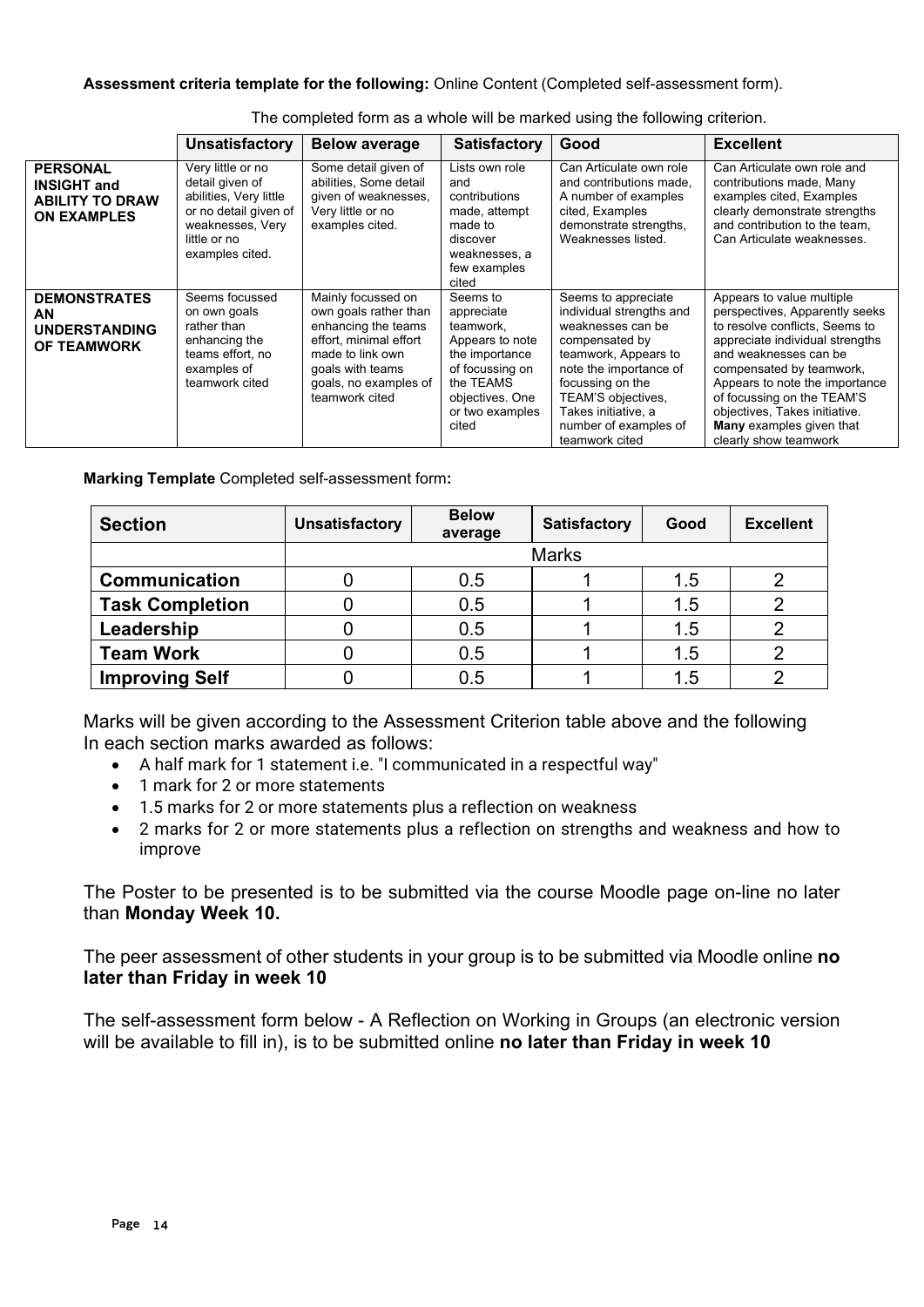**Assessment criteria template for the following:** Online Content (Completed self-assessment form).

The completed form as a whole will be marked using the following criterion.

| | Unsatisfactory | Below average | Satisfactory | Good | Excellent |
|---|---|---|---|---|---|
| **PERSONAL INSIGHT and ABILITY TO DRAW ON EXAMPLES** | Very little or no detail given of abilities, Very little or no detail given of weaknesses, Very little or no examples cited. | Some detail given of abilities, Some detail given of weaknesses, Very little or no examples cited. | Lists own role and contributions made, attempt made to discover weaknesses, a few examples cited | Can Articulate own role and contributions made, A number of examples cited, Examples demonstrate strengths, Weaknesses listed. | Can Articulate own role and contributions made, Many examples cited, Examples clearly demonstrate strengths and contribution to the team, Can Articulate weaknesses. |
| **DEMONSTRATES AN UNDERSTANDING OF TEAMWORK** | Seems focussed on own goals rather than enhancing the teams effort, no examples of teamwork cited | Mainly focussed on own goals rather than enhancing the teams effort, minimal effort made to link own goals with teams goals, no examples of teamwork cited | Seems to appreciate teamwork, Appears to note the importance of focussing on the TEAMS objectives. One or two examples cited | Seems to appreciate individual strengths and weaknesses can be compensated by teamwork, Appears to note the importance of focussing on the TEAM'S objectives, Takes initiative, a number of examples of teamwork cited | Appears to value multiple perspectives, Apparently seeks to resolve conflicts, Seems to appreciate individual strengths and weaknesses can be compensated by teamwork, Appears to note the importance of focussing on the TEAM'S objectives, Takes initiative. **Many** examples given that clearly show teamwork |

**Marking Template** Completed self-assessment form**:**

| Section | Unsatisfactory | Below average | Satisfactory | Good | Excellent |
|---|---|---|---|---|---|
| | Marks | | | | |
| **Communication** | 0 | 0.5 | 1 | 1.5 | 2 |
| **Task Completion** | 0 | 0.5 | 1 | 1.5 | 2 |
| **Leadership** | 0 | 0.5 | 1 | 1.5 | 2 |
| **Team Work** | 0 | 0.5 | 1 | 1.5 | 2 |
| **Improving Self** | 0 | 0.5 | 1 | 1.5 | 2 |

Marks will be given according to the Assessment Criterion table above and the following
In each section marks awarded as follows:

- A half mark for 1 statement i.e. "I communicated in a respectful way"
- 1 mark for 2 or more statements
- 1.5 marks for 2 or more statements plus a reflection on weakness
- 2 marks for 2 or more statements plus a reflection on strengths and weakness and how to improve

The Poster to be presented is to be submitted via the course Moodle page on-line no later than **Monday Week 10.**

The peer assessment of other students in your group is to be submitted via Moodle online **no later than Friday in week 10**

The self-assessment form below - A Reflection on Working in Groups (an electronic version will be available to fill in), is to be submitted online **no later than Friday in week 10**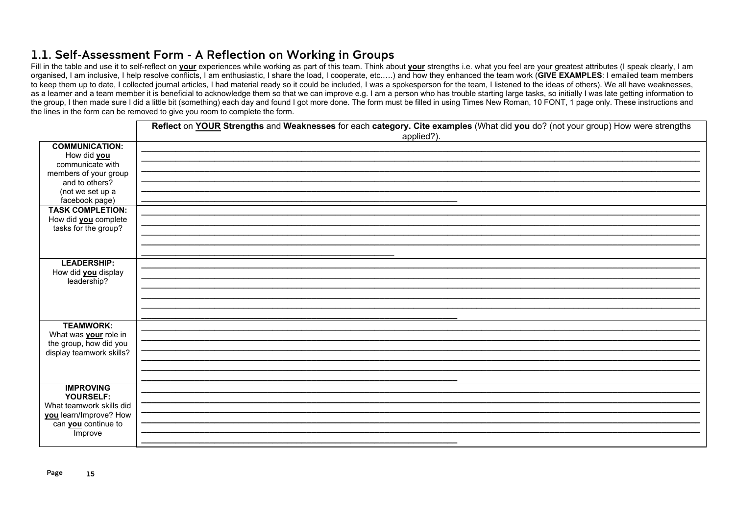## 1.1. Self-Assessment Form - A Reflection on Working in Groups

Fill in the table and use it to self-reflect on **your** experiences while working as part of this team. Think about **your** strengths i.e. what you feel are your greatest attributes (I speak clearly, I am organised, I am inclusive, I help resolve conflicts, I am enthusiastic, I share the load, I cooperate, etc.….) and how they enhanced the team work (**GIVE EXAMPLES**: I emailed team members to keep them up to date, I collected journal articles, I had material ready so it could be included, I was a spokesperson for the team, I listened to the ideas of others). We all have weaknesses, as a learner and a team member it is beneficial to acknowledge them so that we can improve e.g. I am a person who has trouble starting large tasks, so initially I was late getting information to the group, I then made sure I did a little bit (something) each day and found I got more done. The form must be filled in using Times New Roman, 10 FONT, 1 page only. These instructions and the lines in the form can be removed to give you room to complete the form.

| | **Reflect** on **YOUR Strengths** and **Weaknesses** for each **category. Cite examples** (What did **you** do? (not your group) How were strengths applied?). |
|---|---|
| **COMMUNICATION:** How did **you** communicate with members of your group and to others? (not we set up a facebook page) | |
| **TASK COMPLETION:** How did **you** complete tasks for the group? | |
| **LEADERSHIP:** How did **you** display leadership? | |
| **TEAMWORK:** What was **your** role in the group, how did you display teamwork skills? | |
| **IMPROVING YOURSELF:** What teamwork skills did **you** learn/Improve? How can **you** continue to Improve | |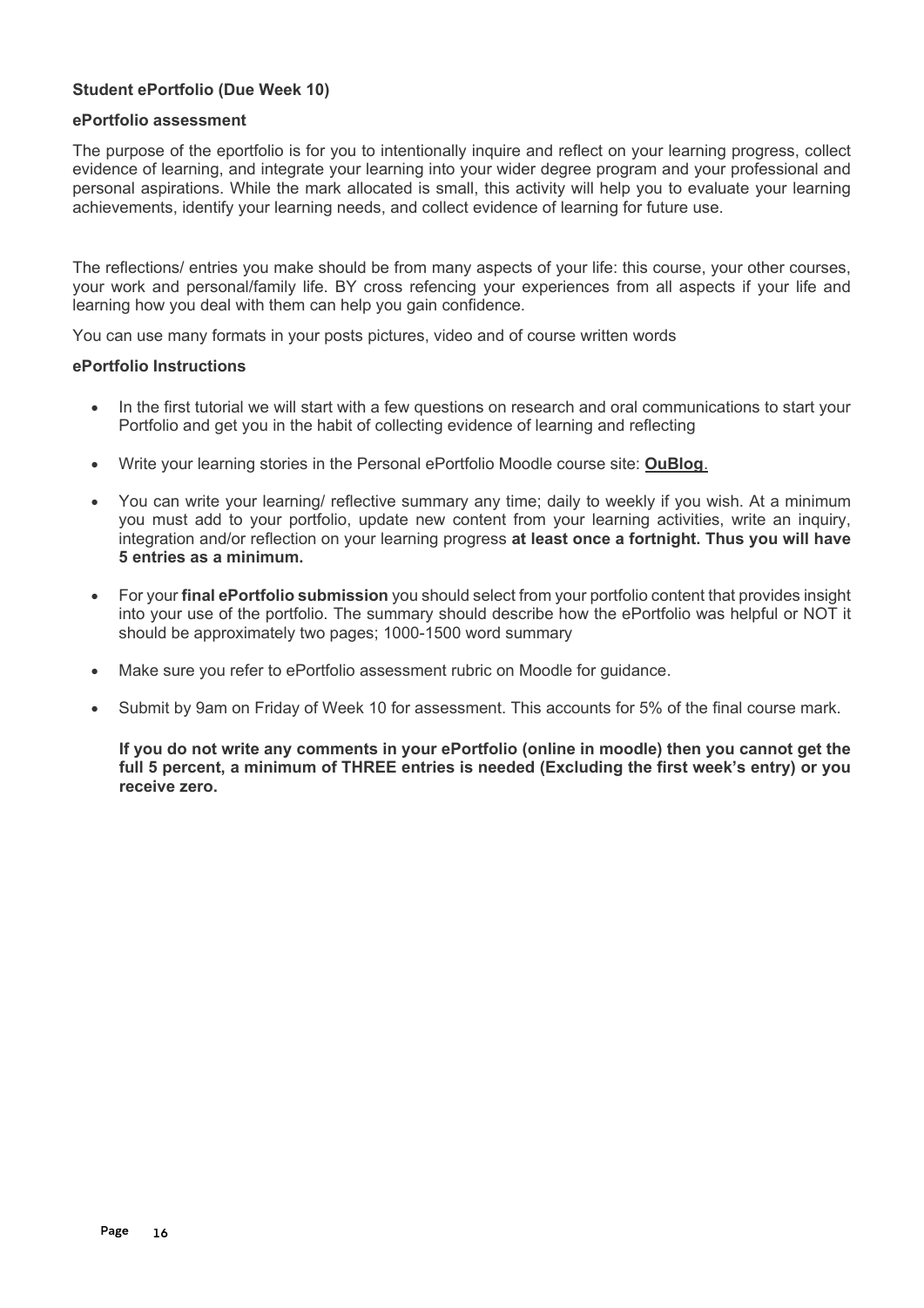**Student ePortfolio (Due Week 10)**

**ePortfolio assessment**

The purpose of the eportfolio is for you to intentionally inquire and reflect on your learning progress, collect evidence of learning, and integrate your learning into your wider degree program and your professional and personal aspirations. While the mark allocated is small, this activity will help you to evaluate your learning achievements, identify your learning needs, and collect evidence of learning for future use.

The reflections/ entries you make should be from many aspects of your life: this course, your other courses, your work and personal/family life. BY cross refencing your experiences from all aspects if your life and learning how you deal with them can help you gain confidence.

You can use many formats in your posts pictures, video and of course written words

**ePortfolio Instructions**

- In the first tutorial we will start with a few questions on research and oral communications to start your Portfolio and get you in the habit of collecting evidence of learning and reflecting
- Write your learning stories in the Personal ePortfolio Moodle course site: **OuBlog**.
- You can write your learning/ reflective summary any time; daily to weekly if you wish. At a minimum you must add to your portfolio, update new content from your learning activities, write an inquiry, integration and/or reflection on your learning progress **at least once a fortnight. Thus you will have 5 entries as a minimum.**
- For your **final ePortfolio submission** you should select from your portfolio content that provides insight into your use of the portfolio. The summary should describe how the ePortfolio was helpful or NOT it should be approximately two pages; 1000-1500 word summary
- Make sure you refer to ePortfolio assessment rubric on Moodle for guidance.
- Submit by 9am on Friday of Week 10 for assessment. This accounts for 5% of the final course mark.

**If you do not write any comments in your ePortfolio (online in moodle) then you cannot get the full 5 percent, a minimum of THREE entries is needed (Excluding the first week's entry) or you receive zero.**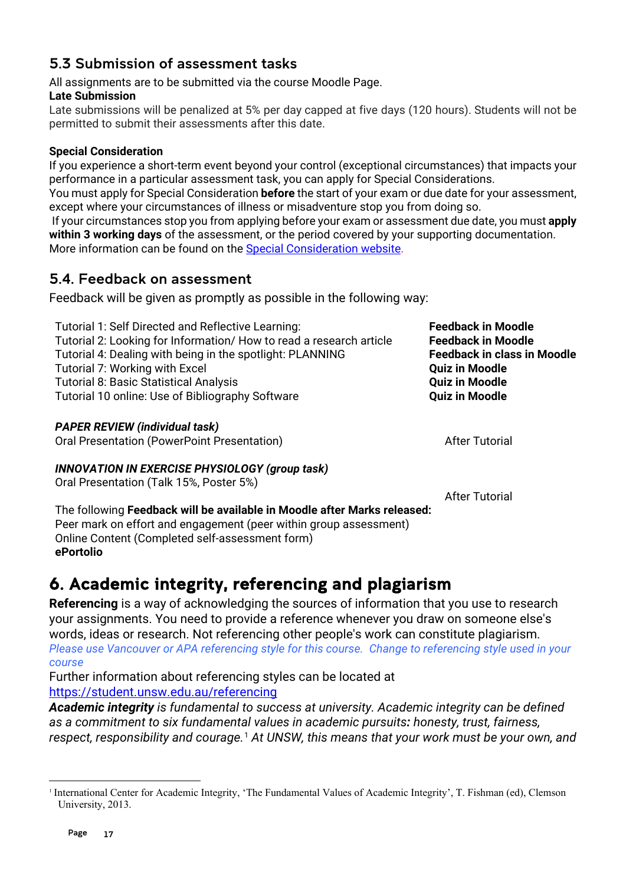## 5.3 Submission of assessment tasks

All assignments are to be submitted via the course Moodle Page.

**Late Submission**

Late submissions will be penalized at 5% per day capped at five days (120 hours). Students will not be permitted to submit their assessments after this date.

**Special Consideration**

If you experience a short-term event beyond your control (exceptional circumstances) that impacts your performance in a particular assessment task, you can apply for Special Considerations.

You must apply for Special Consideration **before** the start of your exam or due date for your assessment, except where your circumstances of illness or misadventure stop you from doing so.

If your circumstances stop you from applying before your exam or assessment due date, you must **apply within 3 working days** of the assessment, or the period covered by your supporting documentation. More information can be found on the [Special Consideration website](Special Consideration website).

## 5.4. Feedback on assessment

Feedback will be given as promptly as possible in the following way:

| | |
|---|---|
| Tutorial 1: Self Directed and Reflective Learning: | **Feedback in Moodle** |
| Tutorial 2: Looking for Information/ How to read a research article | **Feedback in Moodle** |
| Tutorial 4: Dealing with being in the spotlight: PLANNING | **Feedback in class in Moodle** |
| Tutorial 7: Working with Excel | **Quiz in Moodle** |
| Tutorial 8: Basic Statistical Analysis | **Quiz in Moodle** |
| Tutorial 10 online: Use of Bibliography Software | **Quiz in Moodle** |

***PAPER REVIEW (individual task)***

Oral Presentation (PowerPoint Presentation) — After Tutorial

***INNOVATION IN EXERCISE PHYSIOLOGY (group task)***

Oral Presentation (Talk 15%, Poster 5%) — After Tutorial

The following **Feedback will be available in Moodle after Marks released:**

Peer mark on effort and engagement (peer within group assessment)

Online Content (Completed self-assessment form)

**ePortolio**

# 6. Academic integrity, referencing and plagiarism

**Referencing** is a way of acknowledging the sources of information that you use to research your assignments. You need to provide a reference whenever you draw on someone else's words, ideas or research. Not referencing other people's work can constitute plagiarism.

*Please use Vancouver or APA referencing style for this course. Change to referencing style used in your course*

Further information about referencing styles can be located at
[https://student.unsw.edu.au/referencing](https://student.unsw.edu.au/referencing)

***Academic integrity*** *is fundamental to success at university. Academic integrity can be defined as a commitment to six fundamental values in academic pursuits**:** honesty, trust, fairness, respect, responsibility and courage.*[1] *At UNSW, this means that your work must be your own, and*

---

[1] International Center for Academic Integrity, 'The Fundamental Values of Academic Integrity', T. Fishman (ed), Clemson University, 2013.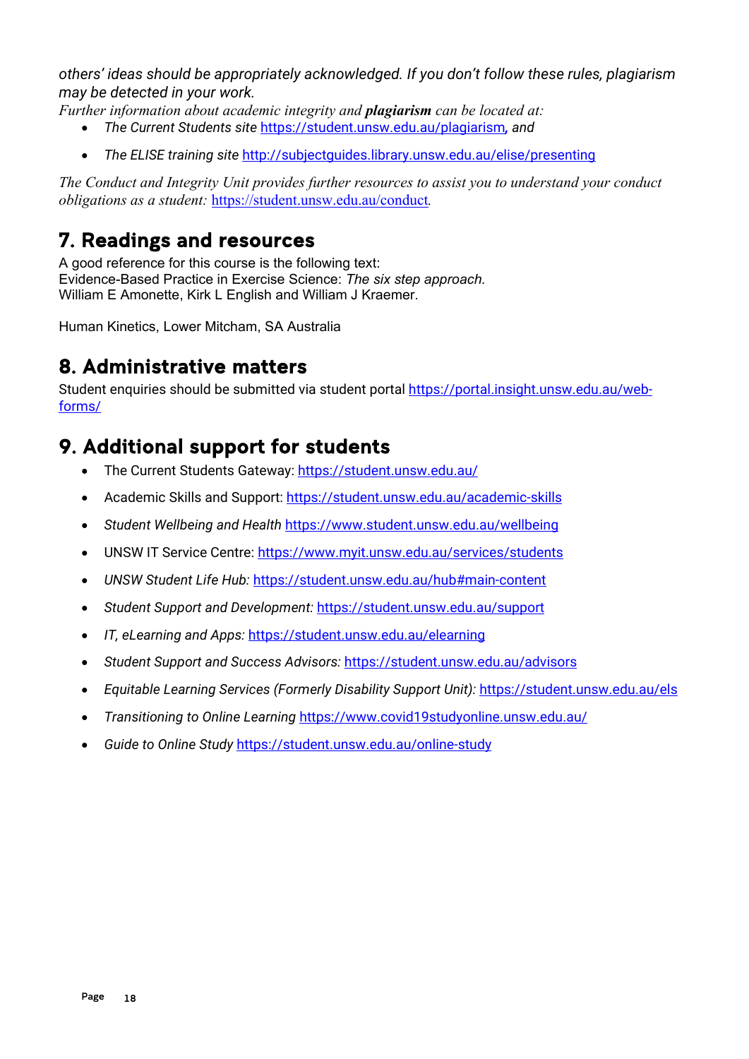*others' ideas should be appropriately acknowledged. If you don't follow these rules, plagiarism may be detected in your work.*

*Further information about academic integrity and **plagiarism** can be located at:*

- *The Current Students site* https://student.unsw.edu.au/plagiarism, *and*
- *The ELISE training site* http://subjectguides.library.unsw.edu.au/elise/presenting

*The Conduct and Integrity Unit provides further resources to assist you to understand your conduct obligations as a student:* https://student.unsw.edu.au/conduct*.*

## 7. Readings and resources

A good reference for this course is the following text:
Evidence-Based Practice in Exercise Science: *The six step approach.*
William E Amonette, Kirk L English and William J Kraemer.

Human Kinetics, Lower Mitcham, SA Australia

## 8. Administrative matters

Student enquiries should be submitted via student portal https://portal.insight.unsw.edu.au/web-forms/

## 9. Additional support for students

- The Current Students Gateway: https://student.unsw.edu.au/
- Academic Skills and Support: https://student.unsw.edu.au/academic-skills
- *Student Wellbeing and Health* https://www.student.unsw.edu.au/wellbeing
- UNSW IT Service Centre: https://www.myit.unsw.edu.au/services/students
- *UNSW Student Life Hub:* https://student.unsw.edu.au/hub#main-content
- *Student Support and Development:* https://student.unsw.edu.au/support
- *IT, eLearning and Apps:* https://student.unsw.edu.au/elearning
- *Student Support and Success Advisors:* https://student.unsw.edu.au/advisors
- *Equitable Learning Services (Formerly Disability Support Unit):* https://student.unsw.edu.au/els
- *Transitioning to Online Learning* https://www.covid19studyonline.unsw.edu.au/
- *Guide to Online Study* https://student.unsw.edu.au/online-study